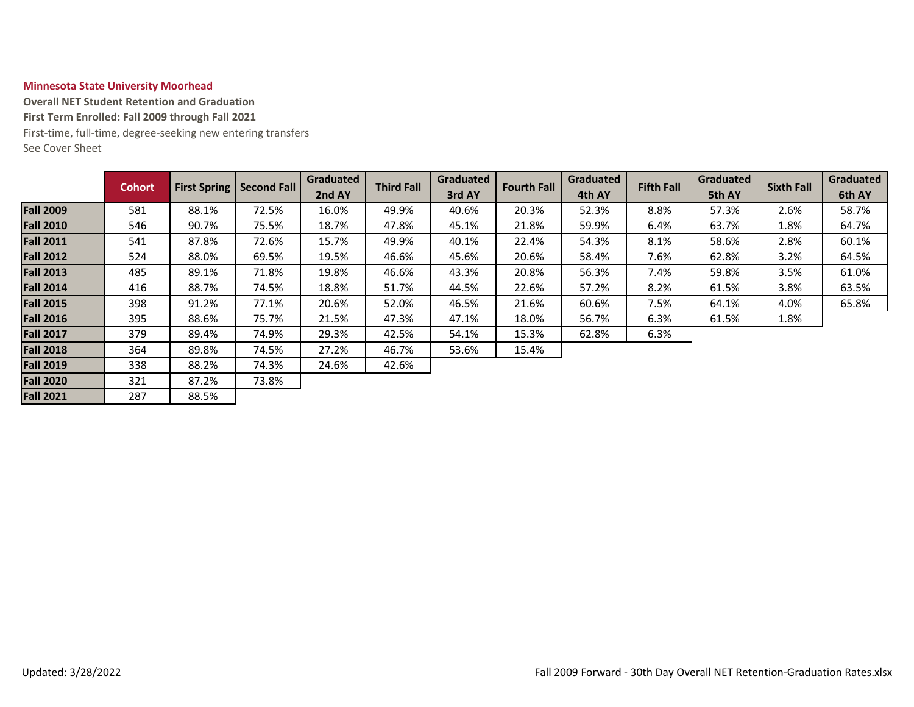**Minnesota State University Moorhead**

**Overall NET Student Retention and Graduation**

**First Term Enrolled: Fall 2009 through Fall 2021**

First-time, full-time, degree-seeking new entering transfers

See Cover Sheet

| | Cohort | First Spring | Second Fall | Graduated 2nd AY | Third Fall | Graduated 3rd AY | Fourth Fall | Graduated 4th AY | Fifth Fall | Graduated 5th AY | Sixth Fall | Graduated 6th AY |
|---|---|---|---|---|---|---|---|---|---|---|---|---|
| **Fall 2009** | 581 | 88.1% | 72.5% | 16.0% | 49.9% | 40.6% | 20.3% | 52.3% | 8.8% | 57.3% | 2.6% | 58.7% |
| **Fall 2010** | 546 | 90.7% | 75.5% | 18.7% | 47.8% | 45.1% | 21.8% | 59.9% | 6.4% | 63.7% | 1.8% | 64.7% |
| **Fall 2011** | 541 | 87.8% | 72.6% | 15.7% | 49.9% | 40.1% | 22.4% | 54.3% | 8.1% | 58.6% | 2.8% | 60.1% |
| **Fall 2012** | 524 | 88.0% | 69.5% | 19.5% | 46.6% | 45.6% | 20.6% | 58.4% | 7.6% | 62.8% | 3.2% | 64.5% |
| **Fall 2013** | 485 | 89.1% | 71.8% | 19.8% | 46.6% | 43.3% | 20.8% | 56.3% | 7.4% | 59.8% | 3.5% | 61.0% |
| **Fall 2014** | 416 | 88.7% | 74.5% | 18.8% | 51.7% | 44.5% | 22.6% | 57.2% | 8.2% | 61.5% | 3.8% | 63.5% |
| **Fall 2015** | 398 | 91.2% | 77.1% | 20.6% | 52.0% | 46.5% | 21.6% | 60.6% | 7.5% | 64.1% | 4.0% | 65.8% |
| **Fall 2016** | 395 | 88.6% | 75.7% | 21.5% | 47.3% | 47.1% | 18.0% | 56.7% | 6.3% | 61.5% | 1.8% | |
| **Fall 2017** | 379 | 89.4% | 74.9% | 29.3% | 42.5% | 54.1% | 15.3% | 62.8% | 6.3% | | | |
| **Fall 2018** | 364 | 89.8% | 74.5% | 27.2% | 46.7% | 53.6% | 15.4% | | | | | |
| **Fall 2019** | 338 | 88.2% | 74.3% | 24.6% | 42.6% | | | | | | | |
| **Fall 2020** | 321 | 87.2% | 73.8% | | | | | | | | | |
| **Fall 2021** | 287 | 88.5% | | | | | | | | | | |

Updated: 3/28/2022

Fall 2009 Forward - 30th Day Overall NET Retention-Graduation Rates.xlsx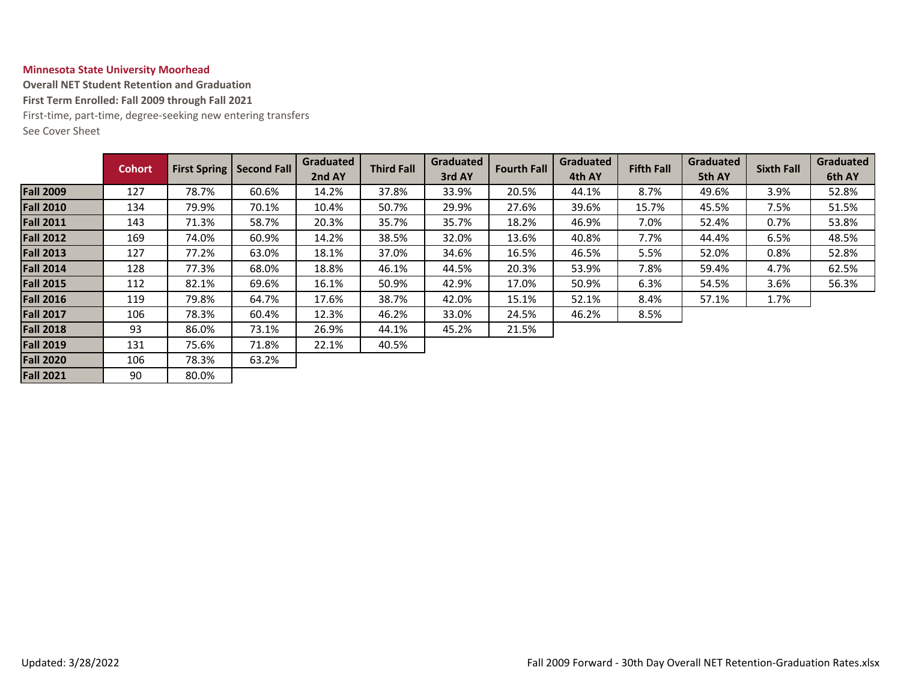**Minnesota State University Moorhead**

**Overall NET Student Retention and Graduation**

**First Term Enrolled: Fall 2009 through Fall 2021**

First-time, part-time, degree-seeking new entering transfers

See Cover Sheet

| | Cohort | First Spring | Second Fall | Graduated 2nd AY | Third Fall | Graduated 3rd AY | Fourth Fall | Graduated 4th AY | Fifth Fall | Graduated 5th AY | Sixth Fall | Graduated 6th AY |
|---|---|---|---|---|---|---|---|---|---|---|---|---|
| **Fall 2009** | 127 | 78.7% | 60.6% | 14.2% | 37.8% | 33.9% | 20.5% | 44.1% | 8.7% | 49.6% | 3.9% | 52.8% |
| **Fall 2010** | 134 | 79.9% | 70.1% | 10.4% | 50.7% | 29.9% | 27.6% | 39.6% | 15.7% | 45.5% | 7.5% | 51.5% |
| **Fall 2011** | 143 | 71.3% | 58.7% | 20.3% | 35.7% | 35.7% | 18.2% | 46.9% | 7.0% | 52.4% | 0.7% | 53.8% |
| **Fall 2012** | 169 | 74.0% | 60.9% | 14.2% | 38.5% | 32.0% | 13.6% | 40.8% | 7.7% | 44.4% | 6.5% | 48.5% |
| **Fall 2013** | 127 | 77.2% | 63.0% | 18.1% | 37.0% | 34.6% | 16.5% | 46.5% | 5.5% | 52.0% | 0.8% | 52.8% |
| **Fall 2014** | 128 | 77.3% | 68.0% | 18.8% | 46.1% | 44.5% | 20.3% | 53.9% | 7.8% | 59.4% | 4.7% | 62.5% |
| **Fall 2015** | 112 | 82.1% | 69.6% | 16.1% | 50.9% | 42.9% | 17.0% | 50.9% | 6.3% | 54.5% | 3.6% | 56.3% |
| **Fall 2016** | 119 | 79.8% | 64.7% | 17.6% | 38.7% | 42.0% | 15.1% | 52.1% | 8.4% | 57.1% | 1.7% | |
| **Fall 2017** | 106 | 78.3% | 60.4% | 12.3% | 46.2% | 33.0% | 24.5% | 46.2% | 8.5% | | | |
| **Fall 2018** | 93 | 86.0% | 73.1% | 26.9% | 44.1% | 45.2% | 21.5% | | | | | |
| **Fall 2019** | 131 | 75.6% | 71.8% | 22.1% | 40.5% | | | | | | | |
| **Fall 2020** | 106 | 78.3% | 63.2% | | | | | | | | | |
| **Fall 2021** | 90 | 80.0% | | | | | | | | | | |

Updated: 3/28/2022

Fall 2009 Forward - 30th Day Overall NET Retention-Graduation Rates.xlsx